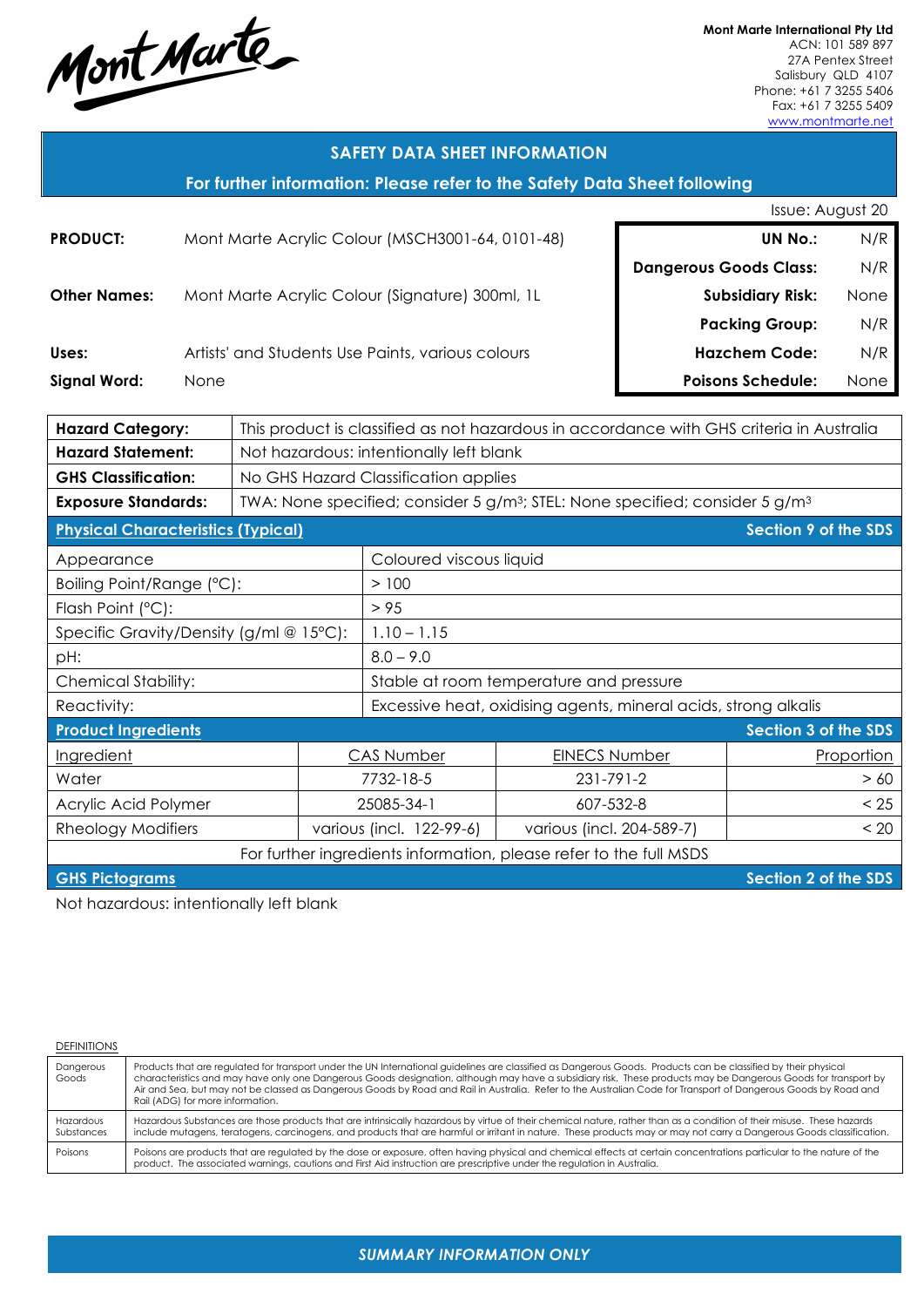Mont Marte

**Mont Marte International Pty Ltd**
ACN: 101 589 897
27A Pentex Street
Salisbury QLD 4107
Phone: +61 7 3255 5406
Fax: +61 7 3255 5409
www.montmarte.net

## SAFETY DATA SHEET INFORMATION

### For further information: Please refer to the Safety Data Sheet following

Issue: August 20

| | | | |
|---|---|---|---|
| **PRODUCT:** | Mont Marte Acrylic Colour (MSCH3001-64, 0101-48) | **UN No.:** | N/R |
| | | **Dangerous Goods Class:** | N/R |
| **Other Names:** | Mont Marte Acrylic Colour (Signature) 300ml, 1L | **Subsidiary Risk:** | None |
| | | **Packing Group:** | N/R |
| **Uses:** | Artists' and Students Use Paints, various colours | **Hazchem Code:** | N/R |
| **Signal Word:** | None | **Poisons Schedule:** | None |

| | |
|---|---|
| **Hazard Category:** | This product is classified as not hazardous in accordance with GHS criteria in Australia |
| **Hazard Statement:** | Not hazardous: intentionally left blank |
| **GHS Classification:** | No GHS Hazard Classification applies |
| **Exposure Standards:** | TWA: None specified; consider 5 g/m³; STEL: None specified; consider 5 g/m³ |

### Physical Characteristics (Typical) — Section 9 of the SDS

| | |
|---|---|
| Appearance | Coloured viscous liquid |
| Boiling Point/Range (°C): | > 100 |
| Flash Point (°C): | > 95 |
| Specific Gravity/Density (g/ml @ 15°C): | 1.10 – 1.15 |
| pH: | 8.0 – 9.0 |
| Chemical Stability: | Stable at room temperature and pressure |
| Reactivity: | Excessive heat, oxidising agents, mineral acids, strong alkalis |

### Product Ingredients — Section 3 of the SDS

| Ingredient | CAS Number | EINECS Number | Proportion |
|---|---|---|---|
| Water | 7732-18-5 | 231-791-2 | > 60 |
| Acrylic Acid Polymer | 25085-34-1 | 607-532-8 | < 25 |
| Rheology Modifiers | various (incl. 122-99-6) | various (incl. 204-589-7) | < 20 |

For further ingredients information, please refer to the full MSDS

### GHS Pictograms — Section 2 of the SDS

Not hazardous: intentionally left blank

DEFINITIONS

| | |
|---|---|
| Dangerous Goods | Products that are regulated for transport under the UN International guidelines are classified as Dangerous Goods. Products can be classified by their physical characteristics and may have only one Dangerous Goods designation, although may have a subsidiary risk. These products may be Dangerous Goods for transport by Air and Sea, but may not be classed as Dangerous Goods by Road and Rail in Australia. Refer to the Australian Code for Transport of Dangerous Goods by Road and Rail (ADG) for more information. |
| Hazardous Substances | Hazardous Substances are those products that are intrinsically hazardous by virtue of their chemical nature, rather than as a condition of their misuse. These hazards include mutagens, teratogens, carcinogens, and products that are harmful or irritant in nature. These products may or may not carry a Dangerous Goods classification. |
| Poisons | Poisons are products that are regulated by the dose or exposure, often having physical and chemical effects at certain concentrations particular to the nature of the product. The associated warnings, cautions and First Aid instruction are prescriptive under the regulation in Australia. |

*SUMMARY INFORMATION ONLY*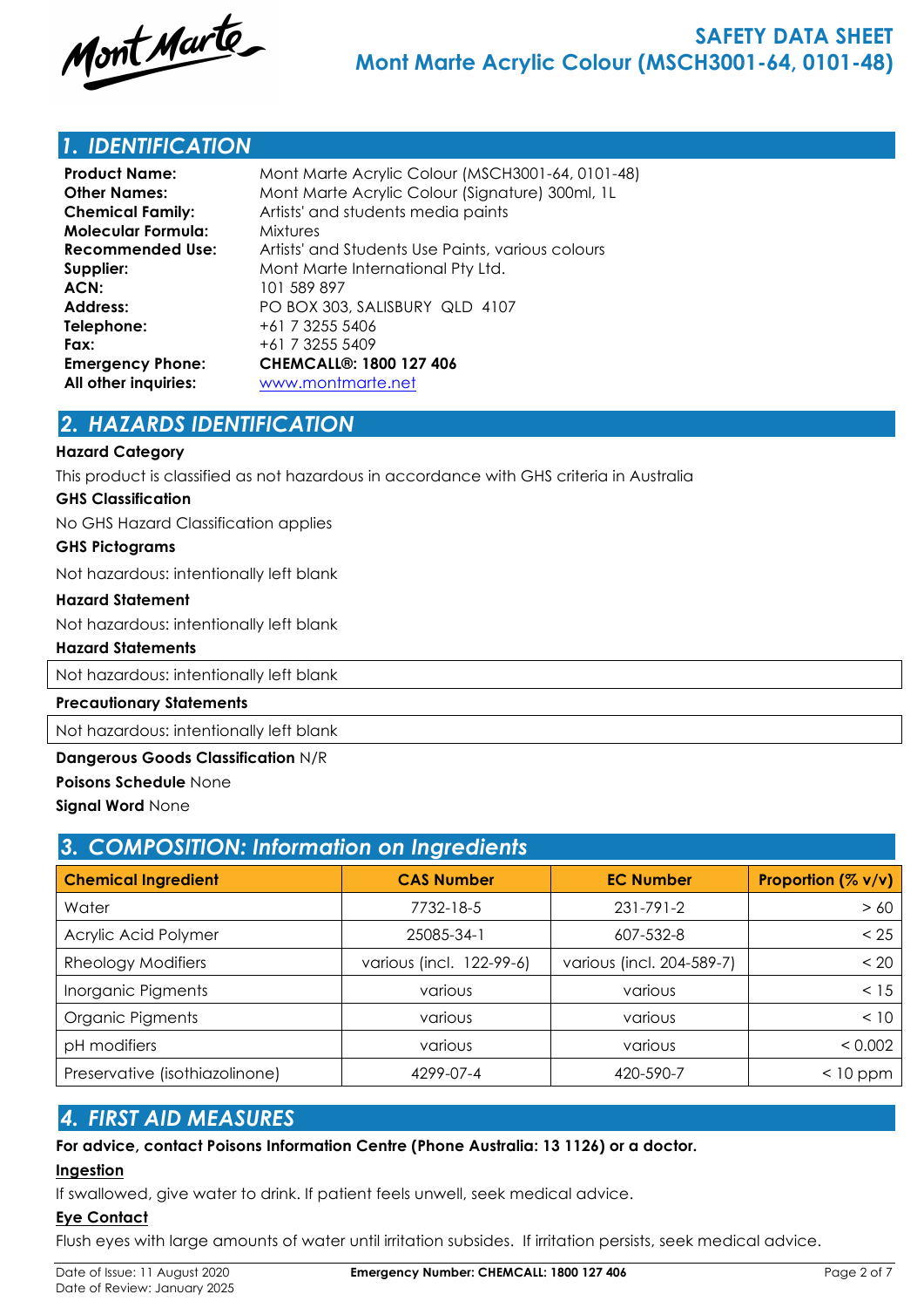## 1. IDENTIFICATION

**Product Name:** Mont Marte Acrylic Colour (MSCH3001-64, 0101-48)
**Other Names:** Mont Marte Acrylic Colour (Signature) 300ml, 1L
**Chemical Family:** Artists' and students media paints
**Molecular Formula:** Mixtures
**Recommended Use:** Artists' and Students Use Paints, various colours
**Supplier:** Mont Marte International Pty Ltd.
**ACN:** 101 589 897
**Address:** PO BOX 303, SALISBURY QLD 4107
**Telephone:** +61 7 3255 5406
**Fax:** +61 7 3255 5409
**Emergency Phone:** **CHEMCALL®: 1800 127 406**
**All other inquiries:** www.montmarte.net

## 2. HAZARDS IDENTIFICATION

**Hazard Category**

This product is classified as not hazardous in accordance with GHS criteria in Australia

**GHS Classification**

No GHS Hazard Classification applies

**GHS Pictograms**

Not hazardous: intentionally left blank

**Hazard Statement**

Not hazardous: intentionally left blank

**Hazard Statements**

Not hazardous: intentionally left blank

**Precautionary Statements**

Not hazardous: intentionally left blank

**Dangerous Goods Classification** N/R

**Poisons Schedule** None

**Signal Word** None

## 3. COMPOSITION: Information on Ingredients

| Chemical Ingredient | CAS Number | EC Number | Proportion (% v/v) |
|---|---|---|---|
| Water | 7732-18-5 | 231-791-2 | > 60 |
| Acrylic Acid Polymer | 25085-34-1 | 607-532-8 | < 25 |
| Rheology Modifiers | various (incl. 122-99-6) | various (incl. 204-589-7) | < 20 |
| Inorganic Pigments | various | various | < 15 |
| Organic Pigments | various | various | < 10 |
| pH modifiers | various | various | < 0.002 |
| Preservative (isothiazolinone) | 4299-07-4 | 420-590-7 | < 10 ppm |

## 4. FIRST AID MEASURES

**For advice, contact Poisons Information Centre (Phone Australia: 13 1126) or a doctor.**

**Ingestion**

If swallowed, give water to drink. If patient feels unwell, seek medical advice.

**Eye Contact**

Flush eyes with large amounts of water until irritation subsides. If irritation persists, seek medical advice.

Date of Issue: 11 August 2020
Date of Review: January 2025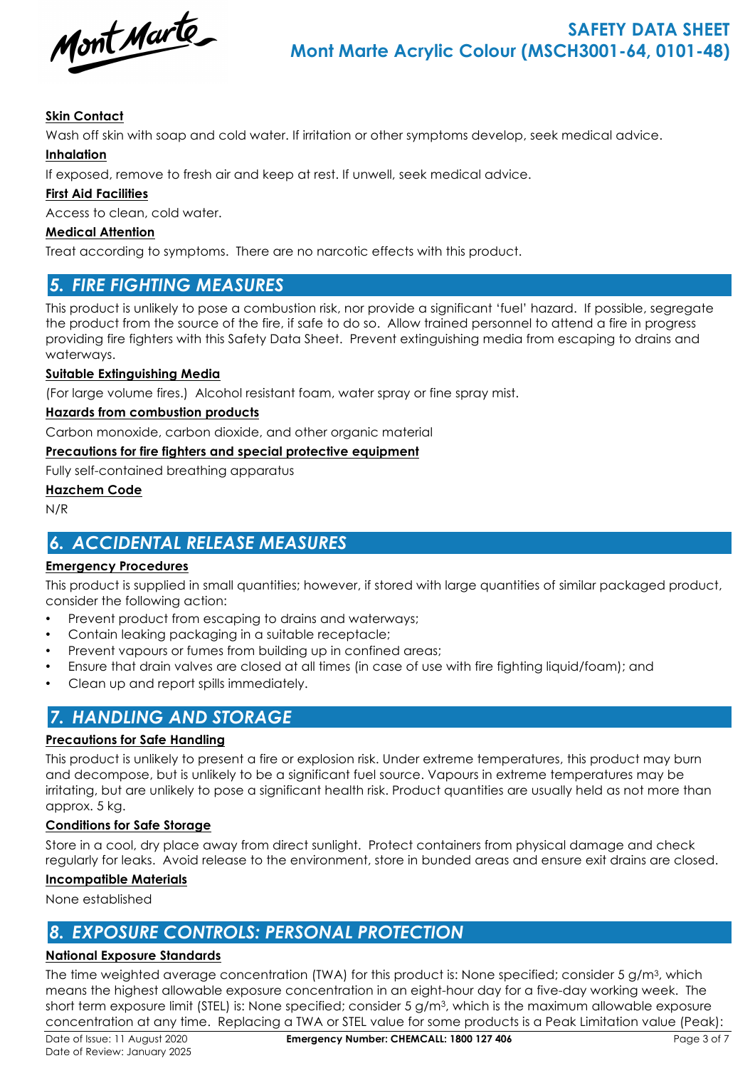**Skin Contact**

Wash off skin with soap and cold water. If irritation or other symptoms develop, seek medical advice.

**Inhalation**

If exposed, remove to fresh air and keep at rest. If unwell, seek medical advice.

**First Aid Facilities**

Access to clean, cold water.

**Medical Attention**

Treat according to symptoms. There are no narcotic effects with this product.

## 5. FIRE FIGHTING MEASURES

This product is unlikely to pose a combustion risk, nor provide a significant 'fuel' hazard. If possible, segregate the product from the source of the fire, if safe to do so. Allow trained personnel to attend a fire in progress providing fire fighters with this Safety Data Sheet. Prevent extinguishing media from escaping to drains and waterways.

**Suitable Extinguishing Media**

(For large volume fires.) Alcohol resistant foam, water spray or fine spray mist.

**Hazards from combustion products**

Carbon monoxide, carbon dioxide, and other organic material

**Precautions for fire fighters and special protective equipment**

Fully self-contained breathing apparatus

**Hazchem Code**

N/R

## 6. ACCIDENTAL RELEASE MEASURES

**Emergency Procedures**

This product is supplied in small quantities; however, if stored with large quantities of similar packaged product, consider the following action:

- Prevent product from escaping to drains and waterways;
- Contain leaking packaging in a suitable receptacle;
- Prevent vapours or fumes from building up in confined areas;
- Ensure that drain valves are closed at all times (in case of use with fire fighting liquid/foam); and
- Clean up and report spills immediately.

## 7. HANDLING AND STORAGE

**Precautions for Safe Handling**

This product is unlikely to present a fire or explosion risk. Under extreme temperatures, this product may burn and decompose, but is unlikely to be a significant fuel source. Vapours in extreme temperatures may be irritating, but are unlikely to pose a significant health risk. Product quantities are usually held as not more than approx. 5 kg.

**Conditions for Safe Storage**

Store in a cool, dry place away from direct sunlight. Protect containers from physical damage and check regularly for leaks. Avoid release to the environment, store in bunded areas and ensure exit drains are closed.

**Incompatible Materials**

None established

## 8. EXPOSURE CONTROLS: PERSONAL PROTECTION

**National Exposure Standards**

The time weighted average concentration (TWA) for this product is: None specified; consider 5 g/m$^3$, which means the highest allowable exposure concentration in an eight-hour day for a five-day working week. The short term exposure limit (STEL) is: None specified; consider 5 g/m$^3$, which is the maximum allowable exposure concentration at any time. Replacing a TWA or STEL value for some products is a Peak Limitation value (Peak):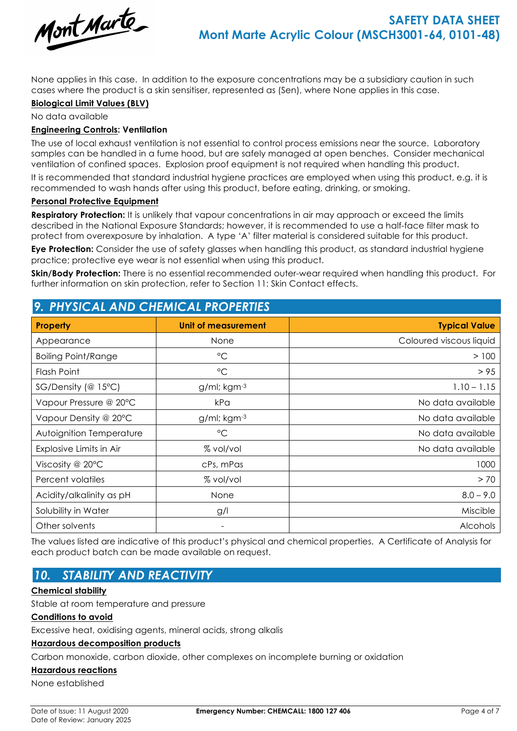None applies in this case. In addition to the exposure concentrations may be a subsidiary caution in such cases where the product is a skin sensitiser, represented as (Sen), where None applies in this case.

**Biological Limit Values (BLV)**

No data available

**Engineering Controls: Ventilation**

The use of local exhaust ventilation is not essential to control process emissions near the source. Laboratory samples can be handled in a fume hood, but are safely managed at open benches. Consider mechanical ventilation of confined spaces. Explosion proof equipment is not required when handling this product.

It is recommended that standard industrial hygiene practices are employed when using this product, e.g. it is recommended to wash hands after using this product, before eating, drinking, or smoking.

**Personal Protective Equipment**

**Respiratory Protection:** It is unlikely that vapour concentrations in air may approach or exceed the limits described in the National Exposure Standards; however, it is recommended to use a half-face filter mask to protect from overexposure by inhalation. A type 'A' filter material is considered suitable for this product.

**Eye Protection:** Consider the use of safety glasses when handling this product, as standard industrial hygiene practice; protective eye wear is not essential when using this product.

**Skin/Body Protection:** There is no essential recommended outer-wear required when handling this product. For further information on skin protection, refer to Section 11: Skin Contact effects.

## 9. PHYSICAL AND CHEMICAL PROPERTIES

| Property | Unit of measurement | Typical Value |
|---|---|---|
| Appearance | None | Coloured viscous liquid |
| Boiling Point/Range | °C | > 100 |
| Flash Point | °C | > 95 |
| SG/Density (@ 15°C) | g/ml; $kgm^{-3}$ | 1.10 – 1.15 |
| Vapour Pressure @ 20°C | kPa | No data available |
| Vapour Density @ 20°C | g/ml; $kgm^{-3}$ | No data available |
| Autoignition Temperature | °C | No data available |
| Explosive Limits in Air | % vol/vol | No data available |
| Viscosity @ 20°C | cPs, mPas | 1000 |
| Percent volatiles | % vol/vol | > 70 |
| Acidity/alkalinity as pH | None | 8.0 – 9.0 |
| Solubility in Water | g/l | Miscible |
| Other solvents | - | Alcohols |

The values listed are indicative of this product's physical and chemical properties. A Certificate of Analysis for each product batch can be made available on request.

## 10. STABILITY AND REACTIVITY

**Chemical stability**

Stable at room temperature and pressure

**Conditions to avoid**

Excessive heat, oxidising agents, mineral acids, strong alkalis

**Hazardous decomposition products**

Carbon monoxide, carbon dioxide, other complexes on incomplete burning or oxidation

**Hazardous reactions**

None established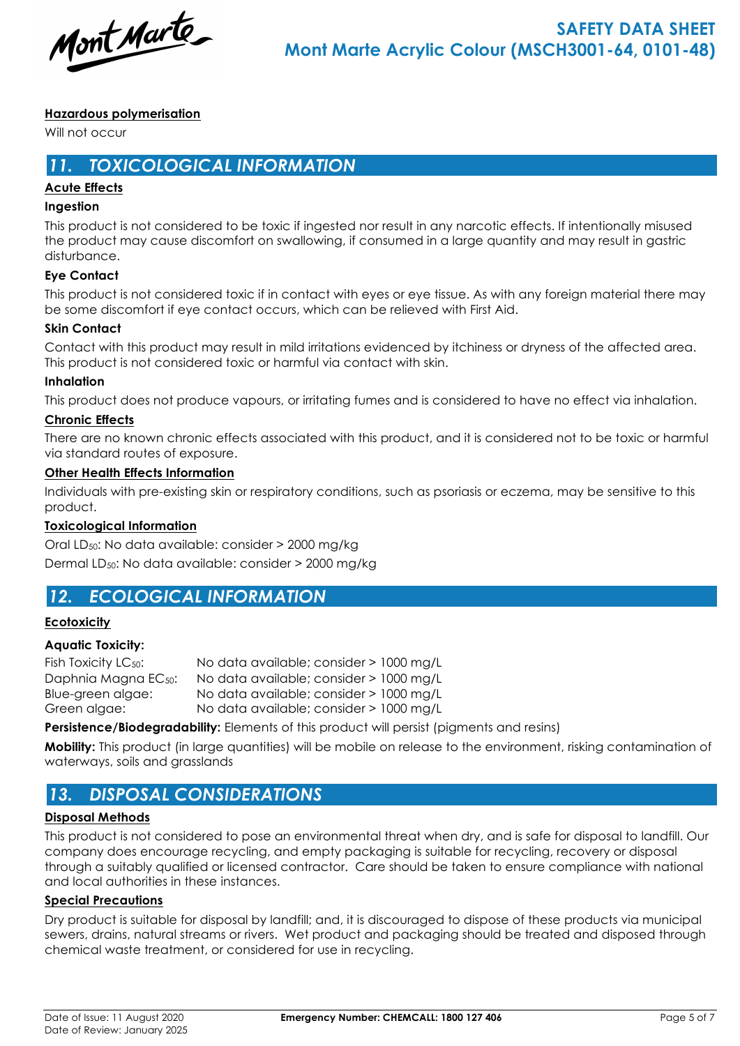**Hazardous polymerisation**

Will not occur

## 11. TOXICOLOGICAL INFORMATION

**Acute Effects**

**Ingestion**

This product is not considered to be toxic if ingested nor result in any narcotic effects. If intentionally misused the product may cause discomfort on swallowing, if consumed in a large quantity and may result in gastric disturbance.

**Eye Contact**

This product is not considered toxic if in contact with eyes or eye tissue. As with any foreign material there may be some discomfort if eye contact occurs, which can be relieved with First Aid.

**Skin Contact**

Contact with this product may result in mild irritations evidenced by itchiness or dryness of the affected area. This product is not considered toxic or harmful via contact with skin.

**Inhalation**

This product does not produce vapours, or irritating fumes and is considered to have no effect via inhalation.

**Chronic Effects**

There are no known chronic effects associated with this product, and it is considered not to be toxic or harmful via standard routes of exposure.

**Other Health Effects Information**

Individuals with pre-existing skin or respiratory conditions, such as psoriasis or eczema, may be sensitive to this product.

**Toxicological Information**

Oral $LD_{50}$: No data available: consider > 2000 mg/kg

Dermal $LD_{50}$: No data available: consider > 2000 mg/kg

## 12. ECOLOGICAL INFORMATION

**Ecotoxicity**

**Aquatic Toxicity:**

| | |
|---|---|
| Fish Toxicity $LC_{50}$: | No data available; consider > 1000 mg/L |
| Daphnia Magna $EC_{50}$: | No data available; consider > 1000 mg/L |
| Blue-green algae: | No data available; consider > 1000 mg/L |
| Green algae: | No data available; consider > 1000 mg/L |

**Persistence/Biodegradability:** Elements of this product will persist (pigments and resins)

**Mobility:** This product (in large quantities) will be mobile on release to the environment, risking contamination of waterways, soils and grasslands

## 13. DISPOSAL CONSIDERATIONS

**Disposal Methods**

This product is not considered to pose an environmental threat when dry, and is safe for disposal to landfill. Our company does encourage recycling, and empty packaging is suitable for recycling, recovery or disposal through a suitably qualified or licensed contractor. Care should be taken to ensure compliance with national and local authorities in these instances.

**Special Precautions**

Dry product is suitable for disposal by landfill; and, it is discouraged to dispose of these products via municipal sewers, drains, natural streams or rivers. Wet product and packaging should be treated and disposed through chemical waste treatment, or considered for use in recycling.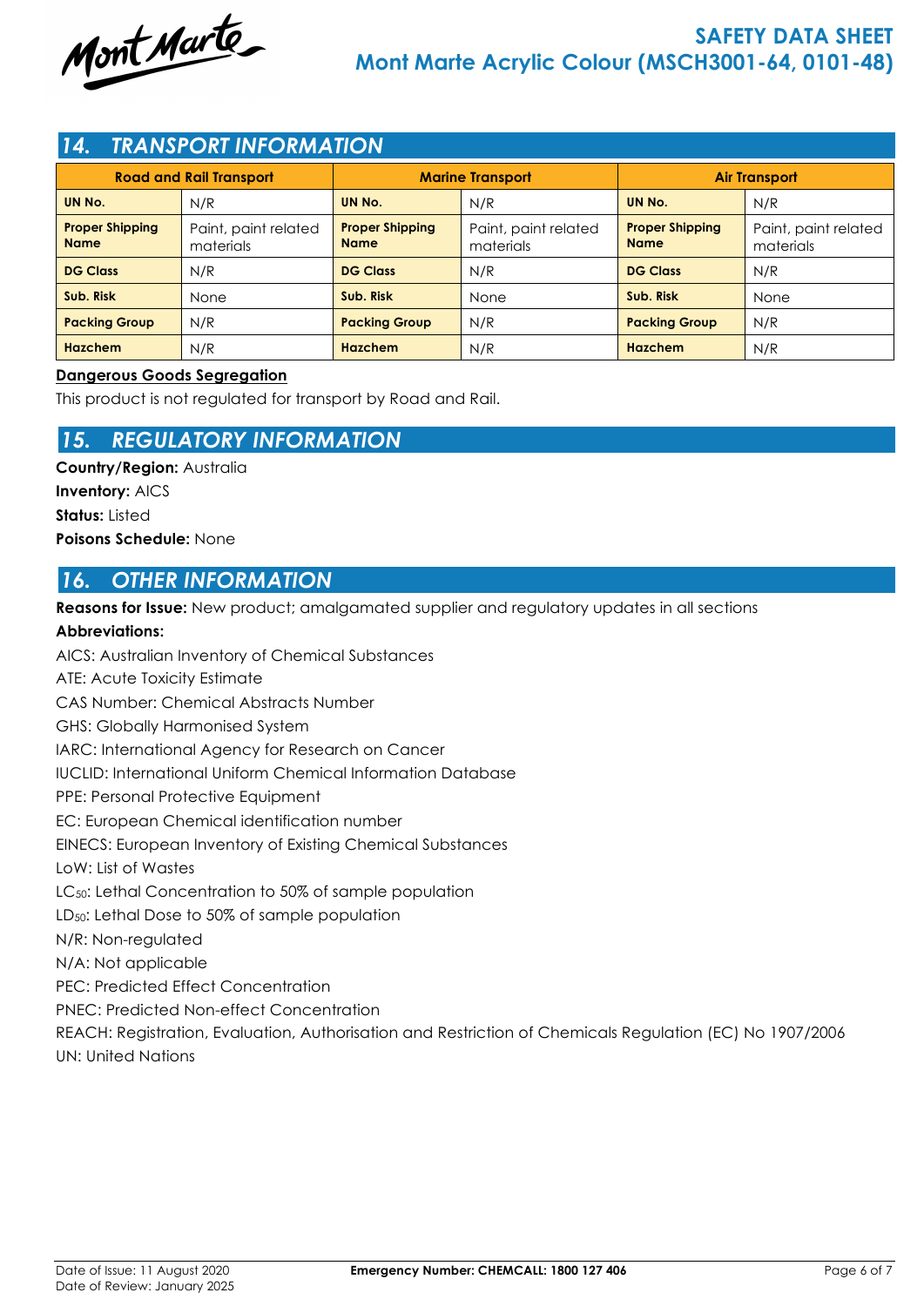## 14. TRANSPORT INFORMATION

| Road and Rail Transport | | Marine Transport | | Air Transport | |
|---|---|---|---|---|---|
| **UN No.** | N/R | **UN No.** | N/R | **UN No.** | N/R |
| **Proper Shipping Name** | Paint, paint related materials | **Proper Shipping Name** | Paint, paint related materials | **Proper Shipping Name** | Paint, paint related materials |
| **DG Class** | N/R | **DG Class** | N/R | **DG Class** | N/R |
| **Sub. Risk** | None | **Sub. Risk** | None | **Sub. Risk** | None |
| **Packing Group** | N/R | **Packing Group** | N/R | **Packing Group** | N/R |
| **Hazchem** | N/R | **Hazchem** | N/R | **Hazchem** | N/R |

**Dangerous Goods Segregation**

This product is not regulated for transport by Road and Rail.

## 15. REGULATORY INFORMATION

**Country/Region:** Australia

**Inventory:** AICS

**Status:** Listed

**Poisons Schedule:** None

## 16. OTHER INFORMATION

**Reasons for Issue:** New product; amalgamated supplier and regulatory updates in all sections

**Abbreviations:**

AICS: Australian Inventory of Chemical Substances

ATE: Acute Toxicity Estimate

CAS Number: Chemical Abstracts Number

GHS: Globally Harmonised System

IARC: International Agency for Research on Cancer

IUCLID: International Uniform Chemical Information Database

PPE: Personal Protective Equipment

EC: European Chemical identification number

EINECS: European Inventory of Existing Chemical Substances

LoW: List of Wastes

$LC_{50}$: Lethal Concentration to 50% of sample population

$LD_{50}$: Lethal Dose to 50% of sample population

N/R: Non-regulated

N/A: Not applicable

PEC: Predicted Effect Concentration

PNEC: Predicted Non-effect Concentration

REACH: Registration, Evaluation, Authorisation and Restriction of Chemicals Regulation (EC) No 1907/2006

UN: United Nations

Date of Issue: 11 August 2020
Date of Review: January 2025

**Emergency Number: CHEMCALL: 1800 127 406**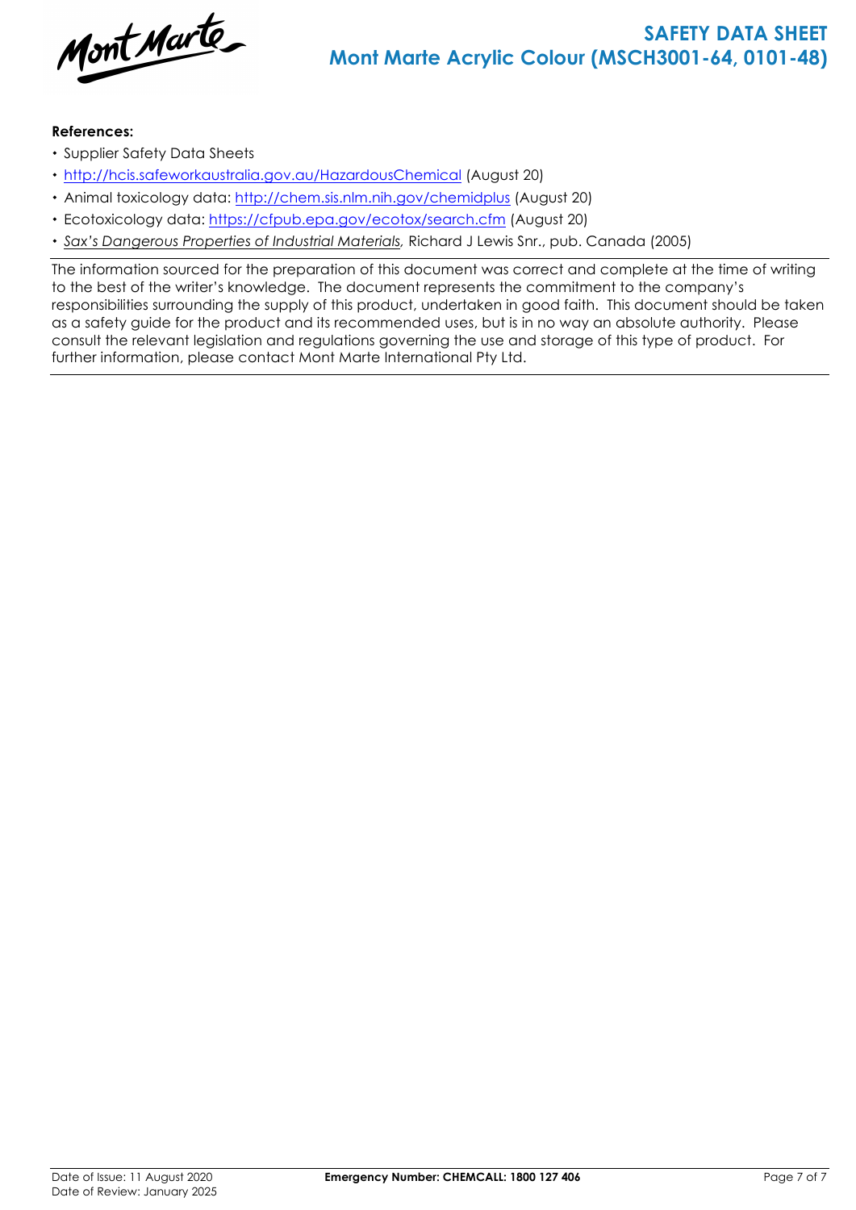**References:**

- Supplier Safety Data Sheets
- http://hcis.safeworkaustralia.gov.au/HazardousChemical (August 20)
- Animal toxicology data: http://chem.sis.nlm.nih.gov/chemidplus (August 20)
- Ecotoxicology data: https://cfpub.epa.gov/ecotox/search.cfm (August 20)
- *Sax's Dangerous Properties of Industrial Materials,* Richard J Lewis Snr., pub. Canada (2005)

The information sourced for the preparation of this document was correct and complete at the time of writing to the best of the writer's knowledge. The document represents the commitment to the company's responsibilities surrounding the supply of this product, undertaken in good faith. This document should be taken as a safety guide for the product and its recommended uses, but is in no way an absolute authority. Please consult the relevant legislation and regulations governing the use and storage of this type of product. For further information, please contact Mont Marte International Pty Ltd.